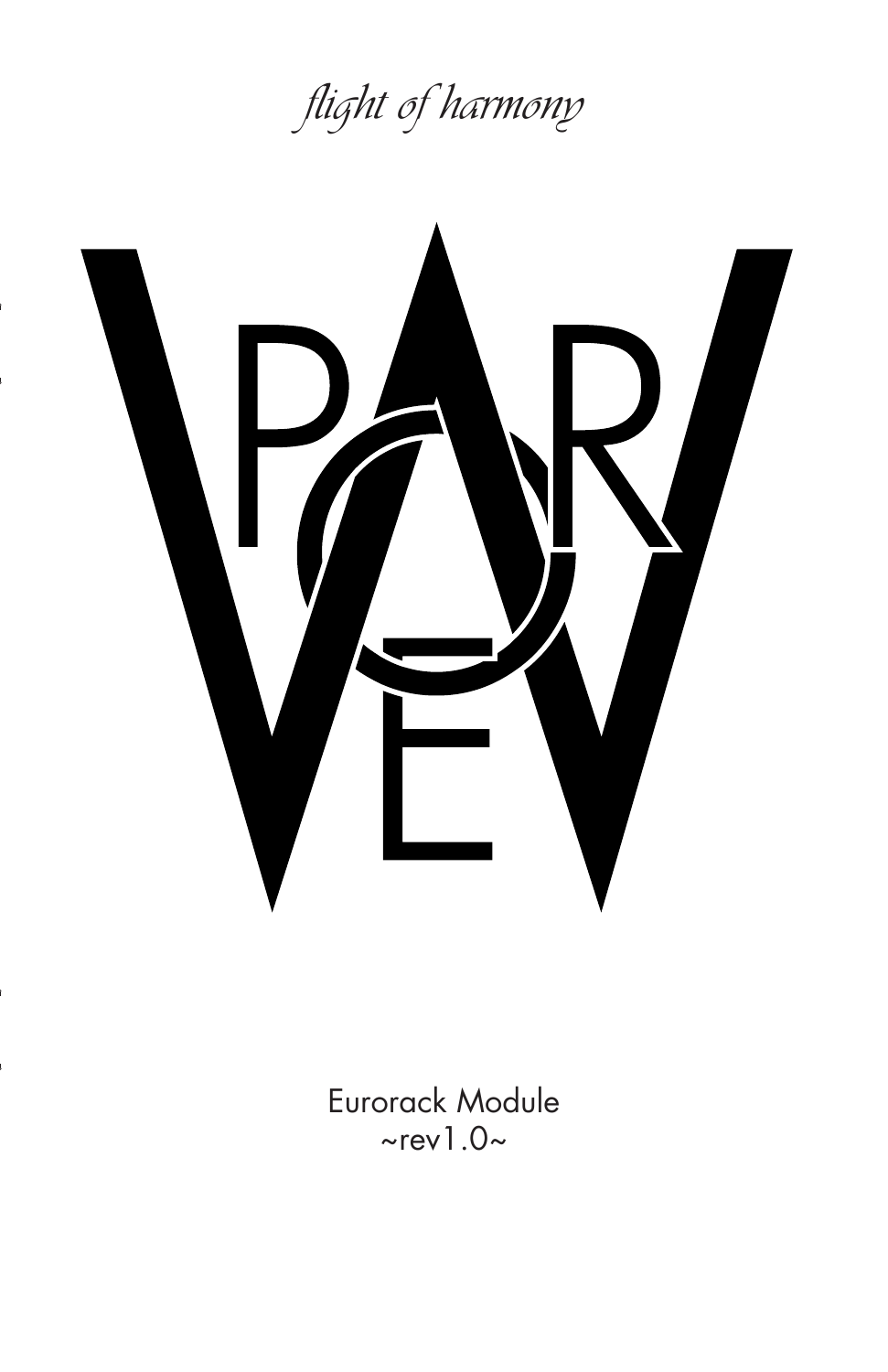*flight of harmony*

# VAPOR WAVE

Eurorack Module

~rev1.0~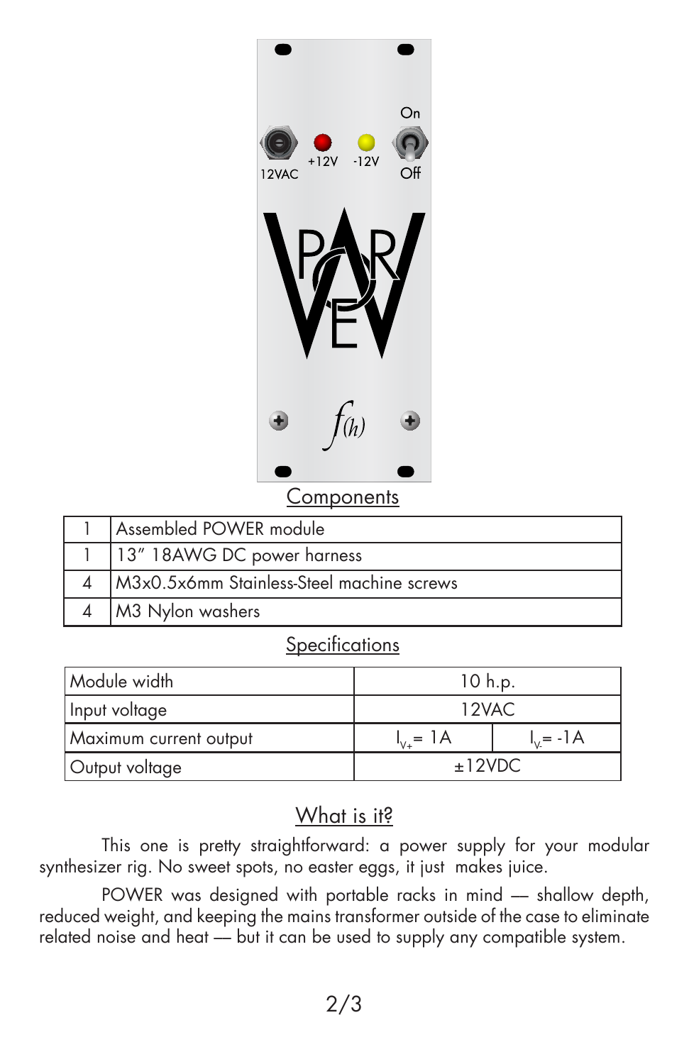## Components

| | |
|---|---|
| 1 | Assembled POWER module |
| 1 | 13" 18AWG DC power harness |
| 4 | M3x0.5x6mm Stainless-Steel machine screws |
| 4 | M3 Nylon washers |

## Specifications

| | | |
|---|---|---|
| Module width | 10 h.p. | |
| Input voltage | 12VAC | |
| Maximum current output | $I_{V+}$= 1A | $I_{V-}$= -1A |
| Output voltage | ±12VDC | |

## What is it?

This one is pretty straightforward: a power supply for your modular synthesizer rig. No sweet spots, no easter eggs, it just makes juice.

POWER was designed with portable racks in mind — shallow depth, reduced weight, and keeping the mains transformer outside of the case to eliminate related noise and heat — but it can be used to supply any compatible system.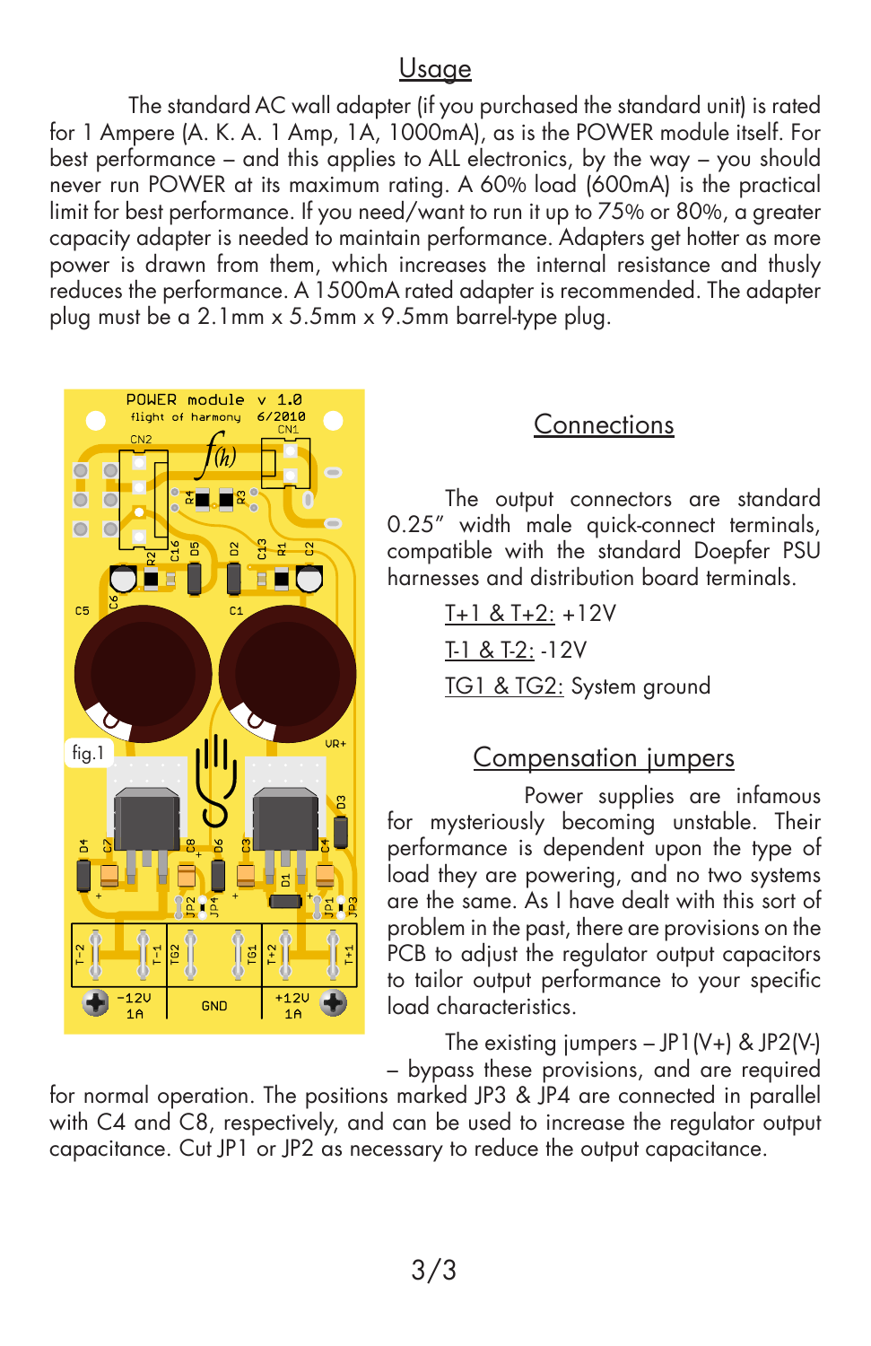## Usage

The standard AC wall adapter (if you purchased the standard unit) is rated for 1 Ampere (A. K. A. 1 Amp, 1A, 1000mA), as is the POWER module itself. For best performance – and this applies to ALL electronics, by the way – you should never run POWER at its maximum rating. A 60% load (600mA) is the practical limit for best performance. If you need/want to run it up to 75% or 80%, a greater capacity adapter is needed to maintain performance. Adapters get hotter as more power is drawn from them, which increases the internal resistance and thusly reduces the performance. A 1500mA rated adapter is recommended. The adapter plug must be a 2.1mm x 5.5mm x 9.5mm barrel-type plug.

fig.1

## Connections

The output connectors are standard 0.25" width male quick-connect terminals, compatible with the standard Doepfer PSU harnesses and distribution board terminals.

- T+1 & T+2: +12V
- T-1 & T-2: -12V
- TG1 & TG2: System ground

## Compensation jumpers

Power supplies are infamous for mysteriously becoming unstable. Their performance is dependent upon the type of load they are powering, and no two systems are the same. As I have dealt with this sort of problem in the past, there are provisions on the PCB to adjust the regulator output capacitors to tailor output performance to your specific load characteristics.

The existing jumpers – JP1(V+) & JP2(V-) – bypass these provisions, and are required for normal operation. The positions marked JP3 & JP4 are connected in parallel with C4 and C8, respectively, and can be used to increase the regulator output capacitance. Cut JP1 or JP2 as necessary to reduce the output capacitance.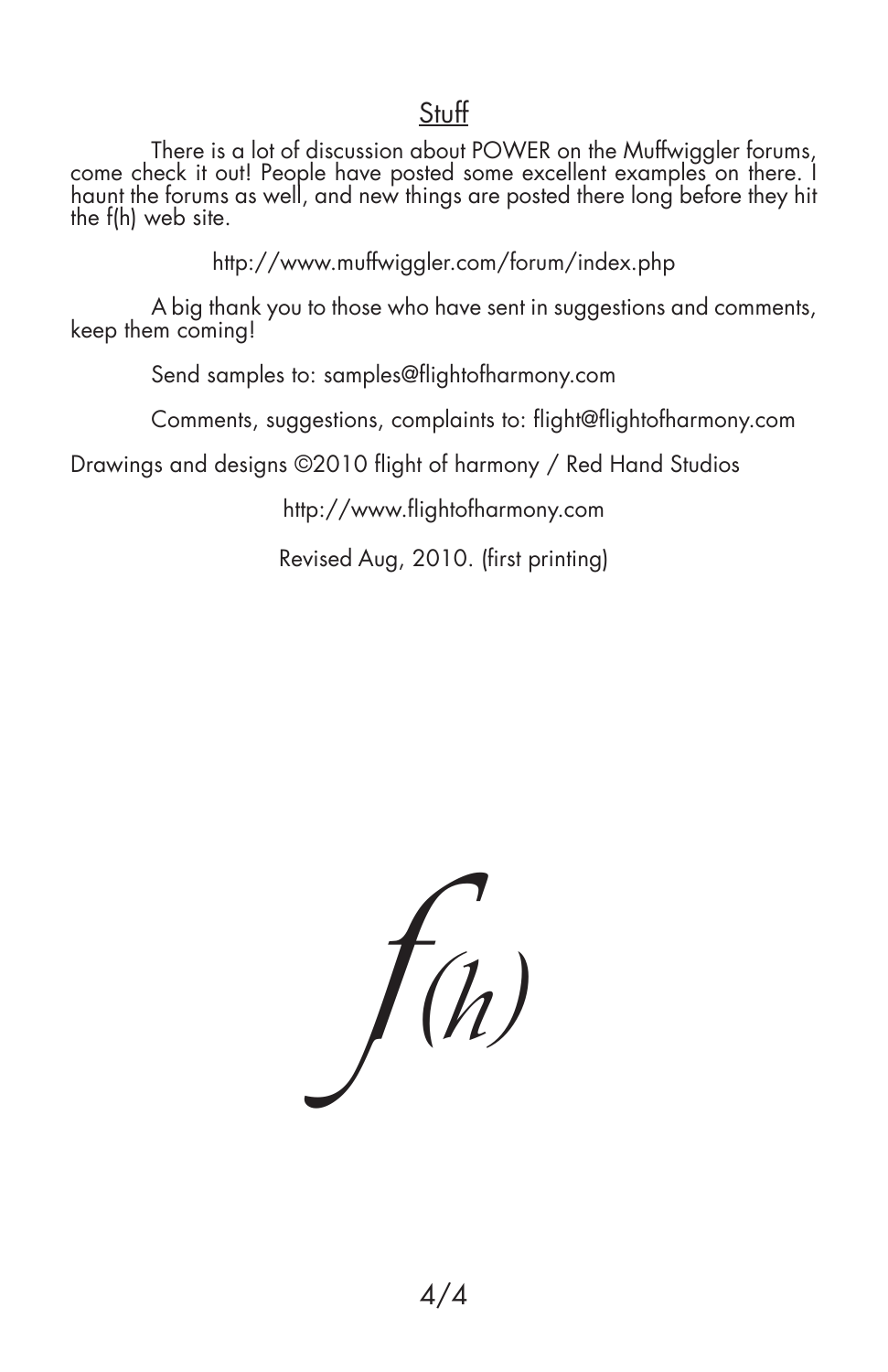## Stuff

There is a lot of discussion about POWER on the Muffwiggler forums, come check it out! People have posted some excellent examples on there. I haunt the forums as well, and new things are posted there long before they hit the f(h) web site.

http://www.muffwiggler.com/forum/index.php

A big thank you to those who have sent in suggestions and comments, keep them coming!

Send samples to: samples@flightofharmony.com

Comments, suggestions, complaints to: flight@flightofharmony.com

Drawings and designs ©2010 flight of harmony / Red Hand Studios

http://www.flightofharmony.com

Revised Aug, 2010. (first printing)

*f(h)*